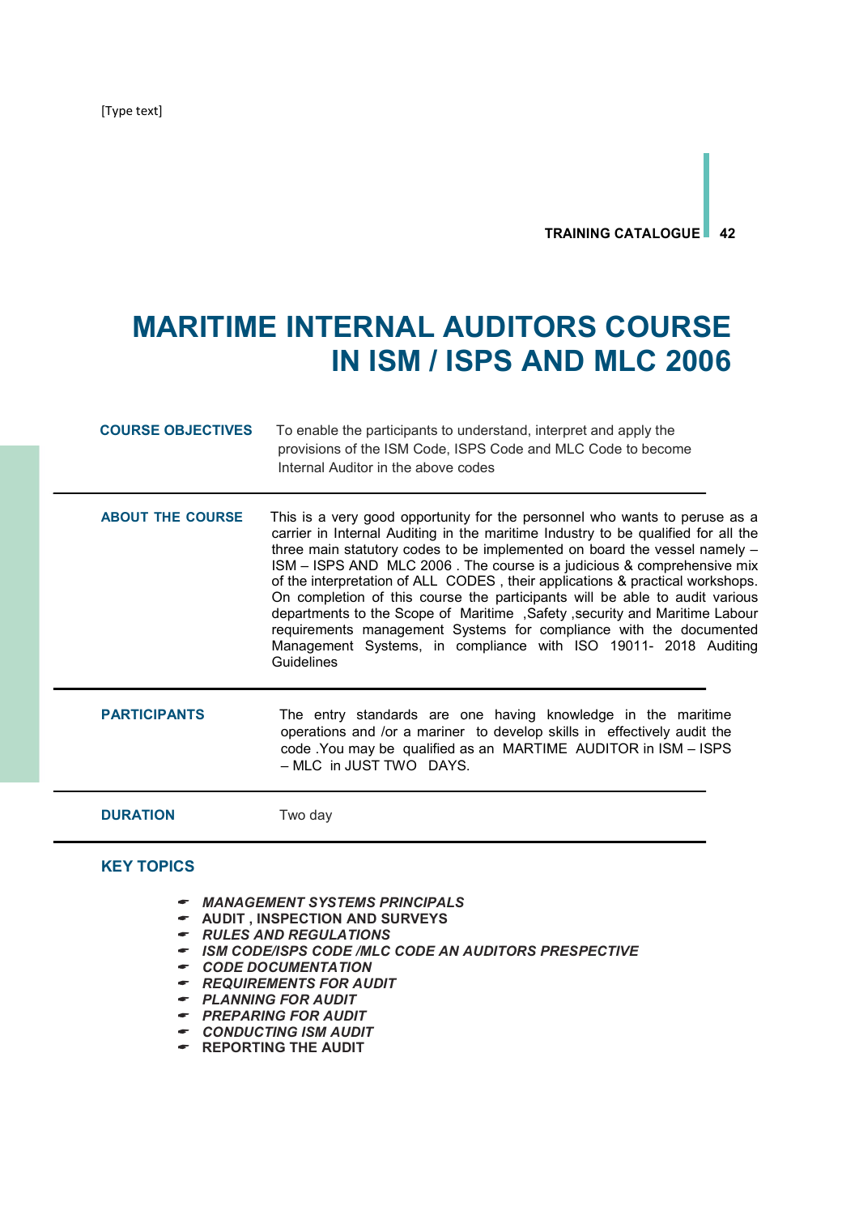# MARITIME INTERNAL AUDITORS COURSE IN ISM / ISPS AND MLC 2006

**COURSE OBJECTIVES**

To enable the participants to understand, interpret and apply the provisions of the ISM Code, ISPS Code and MLC Code to become Internal Auditor in the above codes

**ABOUT THE COURSE**

This is a very good opportunity for the personnel who wants to peruse as a carrier in Internal Auditing in the maritime Industry to be qualified for all the three main statutory codes to be implemented on board the vessel namely – ISM – ISPS AND MLC 2006 . The course is a judicious & comprehensive mix of the interpretation of ALL CODES , their applications & practical workshops. On completion of this course the participants will be able to audit various departments to the Scope of Maritime ,Safety ,security and Maritime Labour requirements management Systems for compliance with the documented Management Systems, in compliance with ISO 19011- 2018 Auditing Guidelines

**PARTICIPANTS**

The entry standards are one having knowledge in the maritime operations and /or a mariner to develop skills in effectively audit the code .You may be qualified as an MARTIME AUDITOR in ISM – ISPS – MLC in JUST TWO DAYS.

**DURATION**

Two day

**KEY TOPICS**

- ***MANAGEMENT SYSTEMS PRINCIPALS***
- **AUDIT , INSPECTION AND SURVEYS**
- ***RULES AND REGULATIONS***
- ***ISM CODE/ISPS CODE /MLC CODE AN AUDITORS PRESPECTIVE***
- ***CODE DOCUMENTATION***
- ***REQUIREMENTS FOR AUDIT***
- ***PLANNING FOR AUDIT***
- ***PREPARING FOR AUDIT***
- ***CONDUCTING ISM AUDIT***
- **REPORTING THE AUDIT**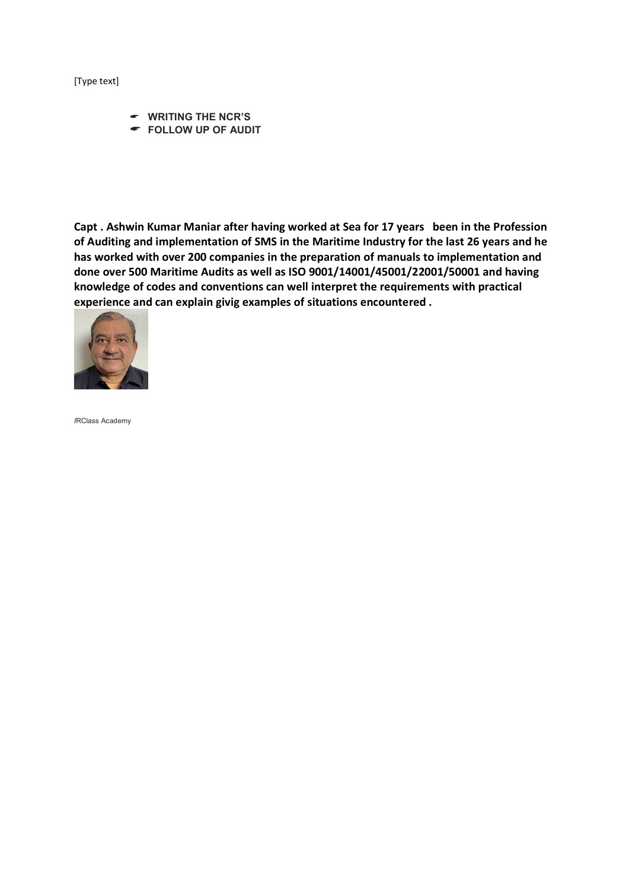[Type text]

- WRITING THE NCR'S
- FOLLOW UP OF AUDIT

**Capt . Ashwin Kumar Maniar after having worked at Sea for 17 years been in the Profession of Auditing and implementation of SMS in the Maritime Industry for the last 26 years and he has worked with over 200 companies in the preparation of manuals to implementation and done over 500 Maritime Audits as well as ISO 9001/14001/45001/22001/50001 and having knowledge of codes and conventions can well interpret the requirements with practical experience and can explain givig examples of situations encountered .**

IRClass Academy